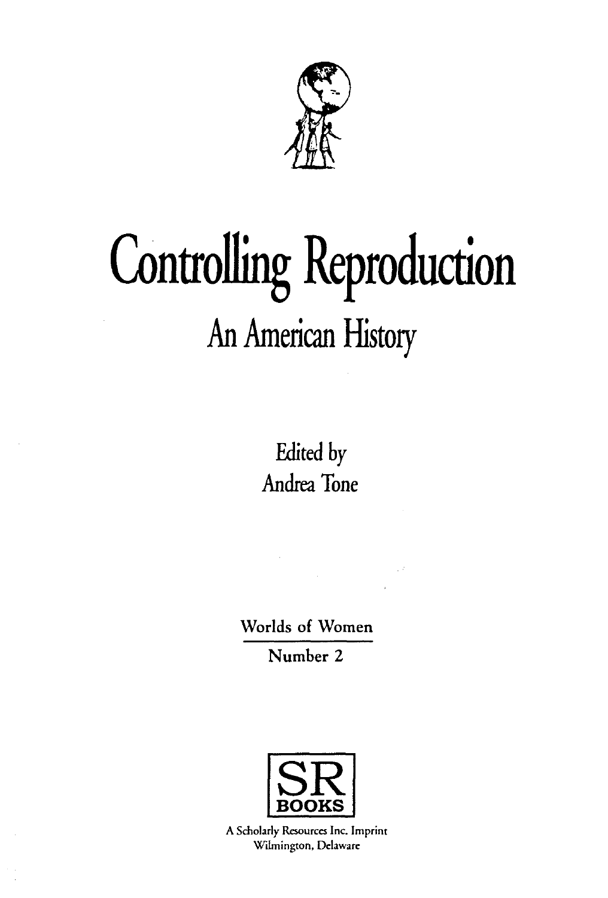# Controlling Reproduction

## An American History

Edited by
Andrea Tone

Worlds of Women
Number 2

SR
BOOKS

A Scholarly Resources Inc. Imprint
Wilmington, Delaware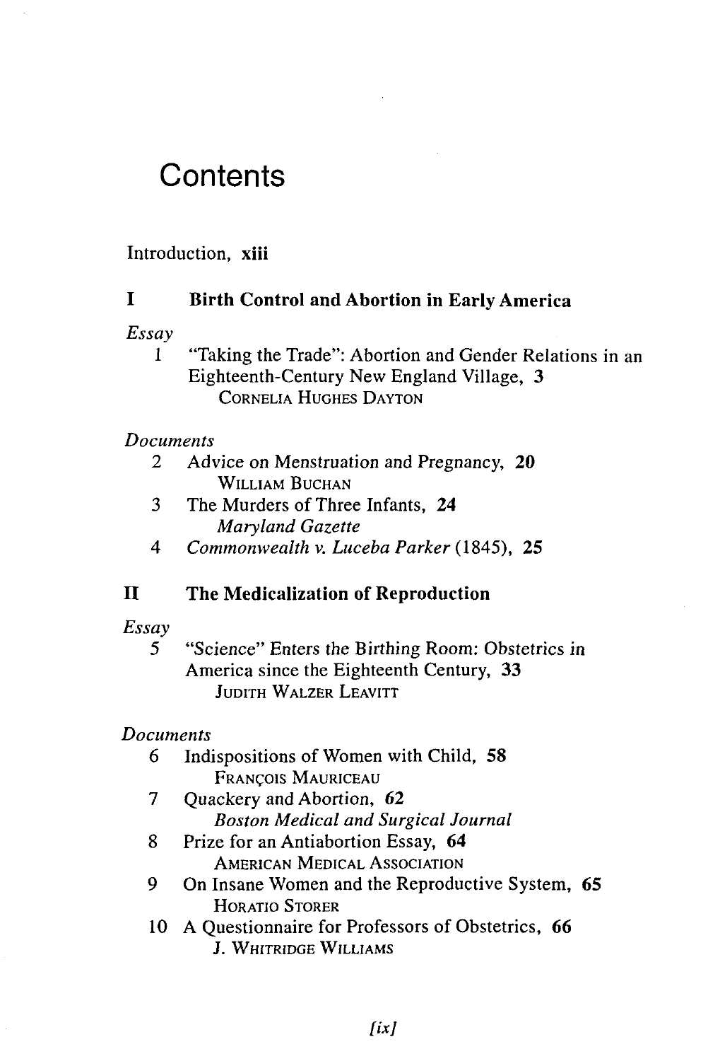# Contents

Introduction, **xiii**

## I Birth Control and Abortion in Early America

*Essay*

1 "Taking the Trade": Abortion and Gender Relations in an Eighteenth-Century New England Village, **3**
CORNELIA HUGHES DAYTON

*Documents*

2 Advice on Menstruation and Pregnancy, **20**
WILLIAM BUCHAN

3 The Murders of Three Infants, **24**
*Maryland Gazette*

4 *Commonwealth v. Luceba Parker* (1845), **25**

## II The Medicalization of Reproduction

*Essay*

5 "Science" Enters the Birthing Room: Obstetrics in America since the Eighteenth Century, **33**
JUDITH WALZER LEAVITT

*Documents*

6 Indispositions of Women with Child, **58**
FRANÇOIS MAURICEAU

7 Quackery and Abortion, **62**
*Boston Medical and Surgical Journal*

8 Prize for an Antiabortion Essay, **64**
AMERICAN MEDICAL ASSOCIATION

9 On Insane Women and the Reproductive System, **65**
HORATIO STORER

10 A Questionnaire for Professors of Obstetrics, **66**
J. WHITRIDGE WILLIAMS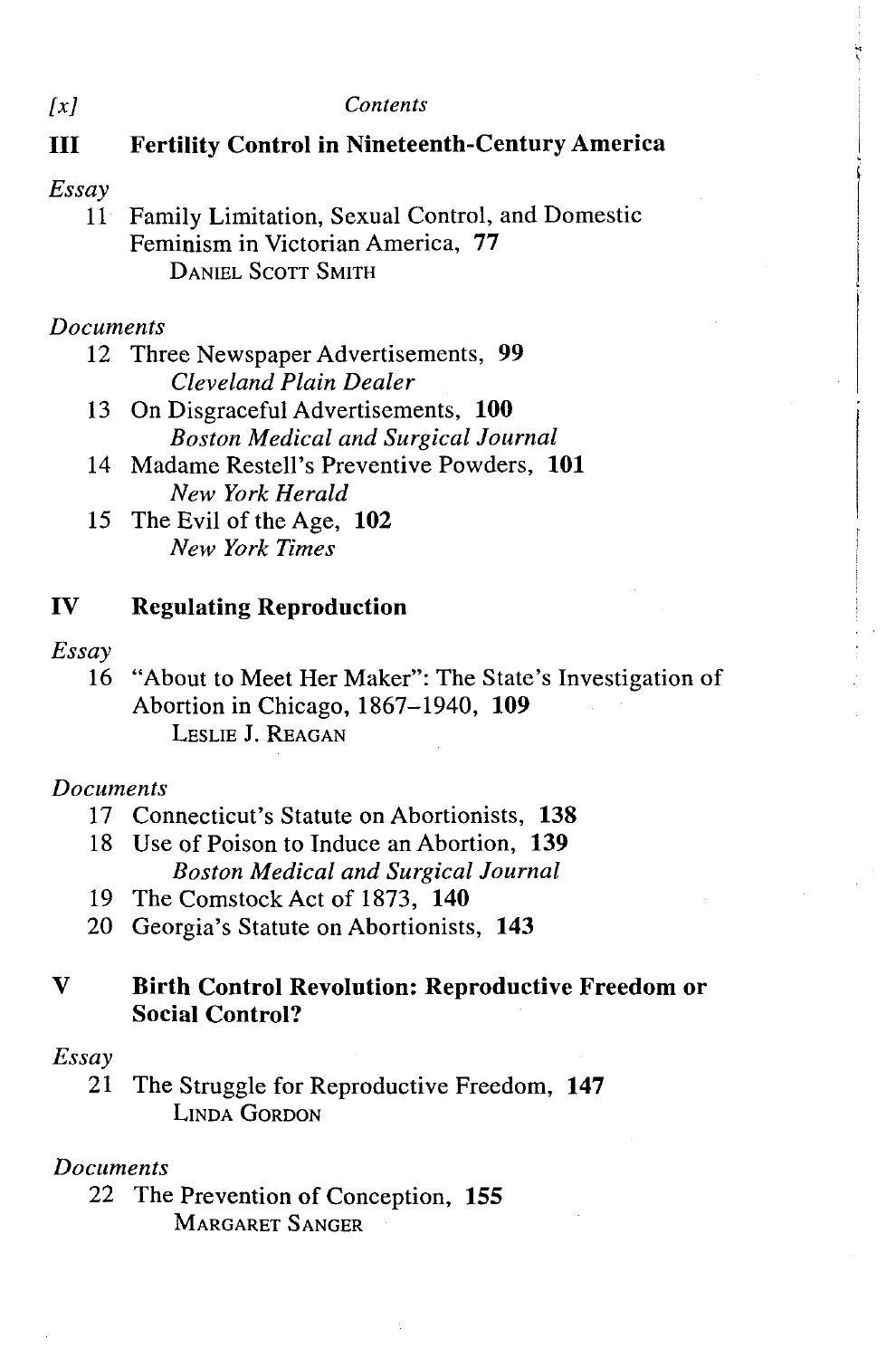## III Fertility Control in Nineteenth-Century America

*Essay*

11 Family Limitation, Sexual Control, and Domestic Feminism in Victorian America, **77**
DANIEL SCOTT SMITH

*Documents*

12 Three Newspaper Advertisements, **99**
*Cleveland Plain Dealer*

13 On Disgraceful Advertisements, **100**
*Boston Medical and Surgical Journal*

14 Madame Restell's Preventive Powders, **101**
*New York Herald*

15 The Evil of the Age, **102**
*New York Times*

## IV Regulating Reproduction

*Essay*

16 "About to Meet Her Maker": The State's Investigation of Abortion in Chicago, 1867–1940, **109**
LESLIE J. REAGAN

*Documents*

17 Connecticut's Statute on Abortionists, **138**

18 Use of Poison to Induce an Abortion, **139**
*Boston Medical and Surgical Journal*

19 The Comstock Act of 1873, **140**

20 Georgia's Statute on Abortionists, **143**

## V Birth Control Revolution: Reproductive Freedom or Social Control?

*Essay*

21 The Struggle for Reproductive Freedom, **147**
LINDA GORDON

*Documents*

22 The Prevention of Conception, **155**
MARGARET SANGER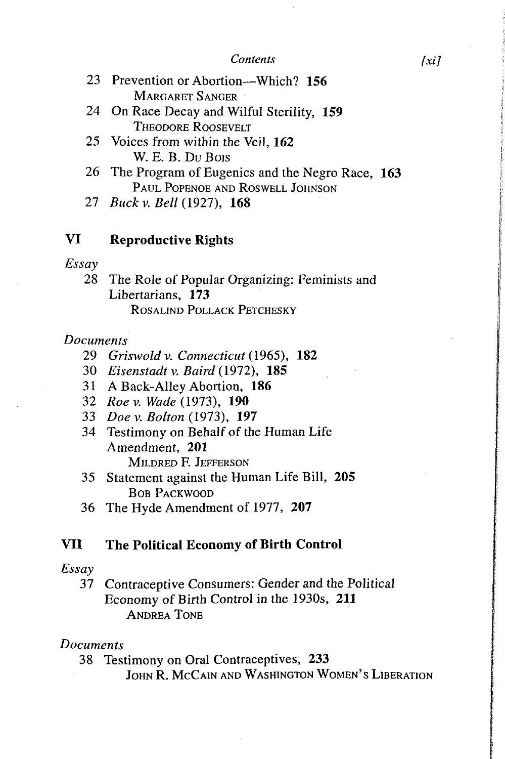23 Prevention or Abortion—Which? **156**
MARGARET SANGER

24 On Race Decay and Wilful Sterility, **159**
THEODORE ROOSEVELT

25 Voices from within the Veil, **162**
W. E. B. DU BOIS

26 The Program of Eugenics and the Negro Race, **163**
PAUL POPENOE AND ROSWELL JOHNSON

27 *Buck v. Bell* (1927), **168**

## VI Reproductive Rights

*Essay*

28 The Role of Popular Organizing: Feminists and Libertarians, **173**
ROSALIND POLLACK PETCHESKY

*Documents*

29 *Griswold v. Connecticut* (1965), **182**

30 *Eisenstadt v. Baird* (1972), **185**

31 A Back-Alley Abortion, **186**

32 *Roe v. Wade* (1973), **190**

33 *Doe v. Bolton* (1973), **197**

34 Testimony on Behalf of the Human Life Amendment, **201**
MILDRED F. JEFFERSON

35 Statement against the Human Life Bill, **205**
BOB PACKWOOD

36 The Hyde Amendment of 1977, **207**

## VII The Political Economy of Birth Control

*Essay*

37 Contraceptive Consumers: Gender and the Political Economy of Birth Control in the 1930s, **211**
ANDREA TONE

*Documents*

38 Testimony on Oral Contraceptives, **233**
JOHN R. MCCAIN AND WASHINGTON WOMEN'S LIBERATION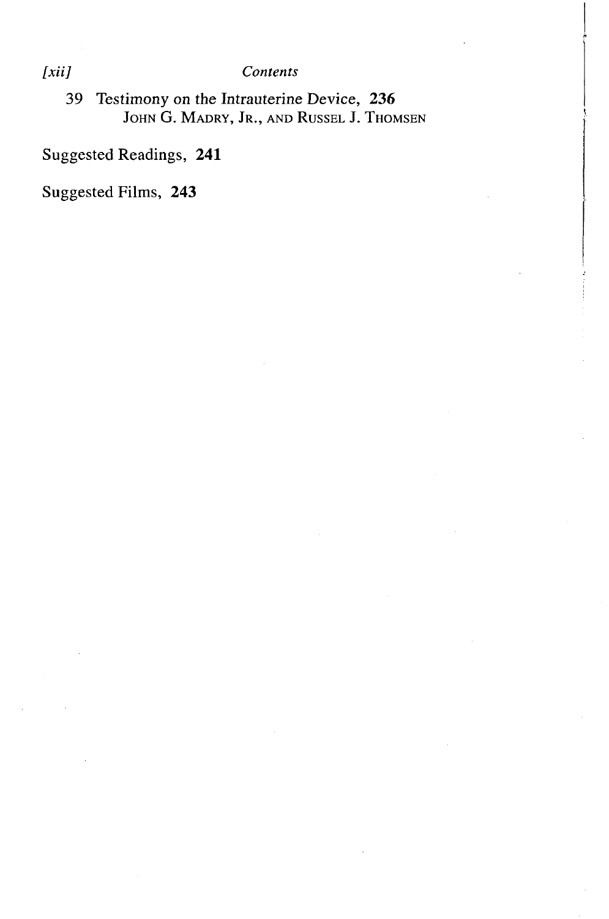39 Testimony on the Intrauterine Device, **236**
John G. Madry, Jr., and Russel J. Thomsen

Suggested Readings, **241**

Suggested Films, **243**